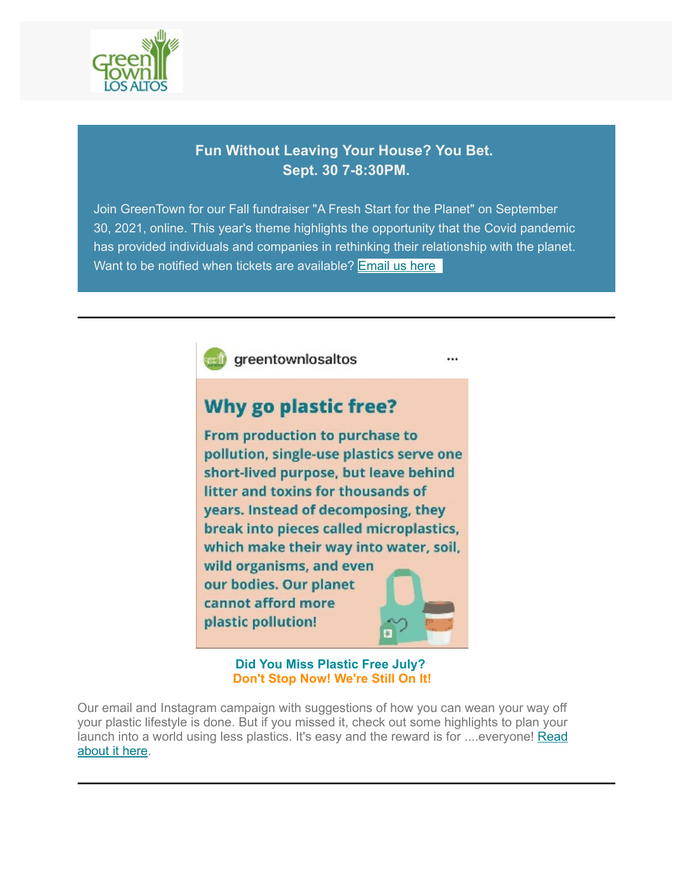GreenTown LOS ALTOS

**Fun Without Leaving Your House? You Bet.**
**Sept. 30 7-8:30PM.**

Join GreenTown for our Fall fundraiser "A Fresh Start for the Planet" on September 30, 2021, online. This year's theme highlights the opportunity that the Covid pandemic has provided individuals and companies in rethinking their relationship with the planet. Want to be notified when tickets are available? Email us here

---

greentownlosaltos

**Why go plastic free?**

**From production to purchase to pollution, single-use plastics serve one short-lived purpose, but leave behind litter and toxins for thousands of years. Instead of decomposing, they break into pieces called microplastics, which make their way into water, soil, wild organisms, and even our bodies. Our planet cannot afford more plastic pollution!**

**Did You Miss Plastic Free July?**
**Don't Stop Now! We're Still On It!**

Our email and Instagram campaign with suggestions of how you can wean your way off your plastic lifestyle is done. But if you missed it, check out some highlights to plan your launch into a world using less plastics. It's easy and the reward is for ....everyone! Read about it here.

---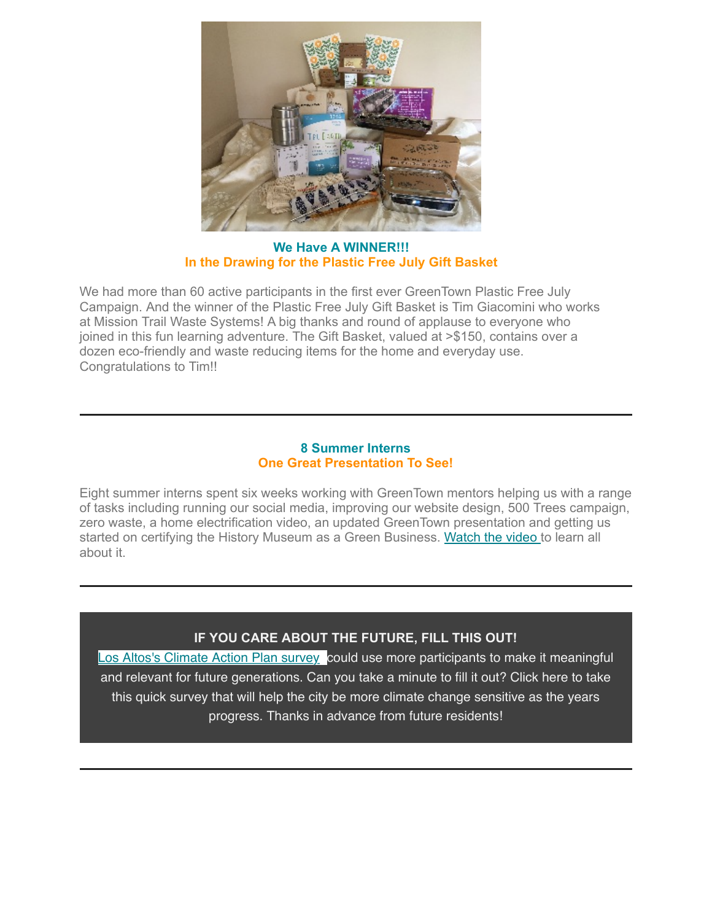**We Have A WINNER!!!**
**In the Drawing for the Plastic Free July Gift Basket**

We had more than 60 active participants in the first ever GreenTown Plastic Free July Campaign. And the winner of the Plastic Free July Gift Basket is Tim Giacomini who works at Mission Trail Waste Systems! A big thanks and round of applause to everyone who joined in this fun learning adventure. The Gift Basket, valued at >$150, contains over a dozen eco-friendly and waste reducing items for the home and everyday use. Congratulations to Tim!!

---

**8 Summer Interns**
**One Great Presentation To See!**

Eight summer interns spent six weeks working with GreenTown mentors helping us with a range of tasks including running our social media, improving our website design, 500 Trees campaign, zero waste, a home electrification video, an updated GreenTown presentation and getting us started on certifying the History Museum as a Green Business. Watch the video to learn all about it.

---

**IF YOU CARE ABOUT THE FUTURE, FILL THIS OUT!**

Los Altos's Climate Action Plan survey could use more participants to make it meaningful and relevant for future generations. Can you take a minute to fill it out? Click here to take this quick survey that will help the city be more climate change sensitive as the years progress. Thanks in advance from future residents!

---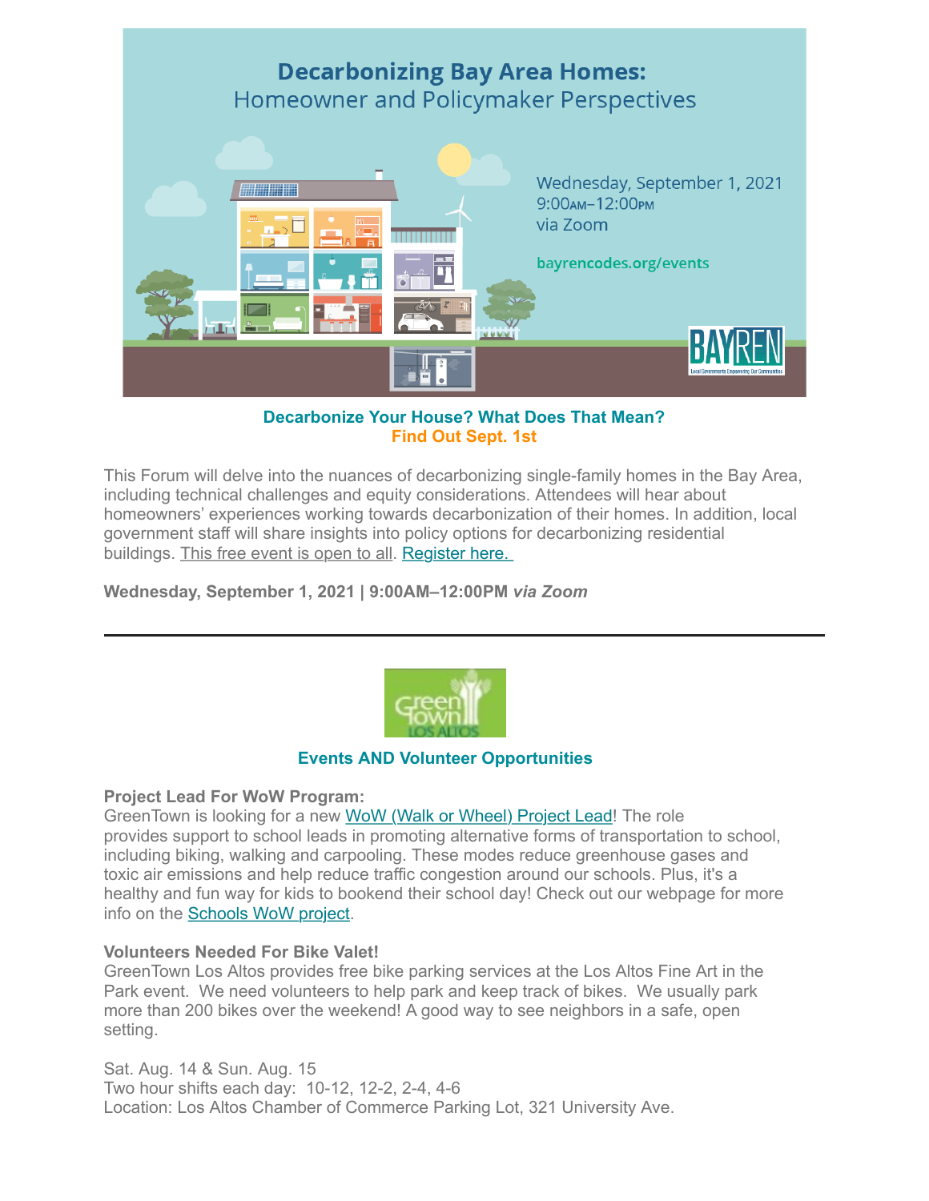# Decarbonizing Bay Area Homes:
## Homeowner and Policymaker Perspectives

Wednesday, September 1, 2021
9:00AM–12:00PM
via Zoom

bayrencodes.org/events

BAYREN

**Decarbonize Your House? What Does That Mean?**
**Find Out Sept. 1st**

This Forum will delve into the nuances of decarbonizing single-family homes in the Bay Area, including technical challenges and equity considerations. Attendees will hear about homeowners' experiences working towards decarbonization of their homes. In addition, local government staff will share insights into policy options for decarbonizing residential buildings. This free event is open to all. Register here.

**Wednesday, September 1, 2021 | 9:00AM–12:00PM *via Zoom***

---

GreenTown Los Altos

**Events AND Volunteer Opportunities**

**Project Lead For WoW Program:**
GreenTown is looking for a new WoW (Walk or Wheel) Project Lead! The role provides support to school leads in promoting alternative forms of transportation to school, including biking, walking and carpooling. These modes reduce greenhouse gases and toxic air emissions and help reduce traffic congestion around our schools. Plus, it's a healthy and fun way for kids to bookend their school day! Check out our webpage for more info on the Schools WoW project.

**Volunteers Needed For Bike Valet!**
GreenTown Los Altos provides free bike parking services at the Los Altos Fine Art in the Park event. We need volunteers to help park and keep track of bikes. We usually park more than 200 bikes over the weekend! A good way to see neighbors in a safe, open setting.

Sat. Aug. 14 & Sun. Aug. 15
Two hour shifts each day: 10-12, 12-2, 2-4, 4-6
Location: Los Altos Chamber of Commerce Parking Lot, 321 University Ave.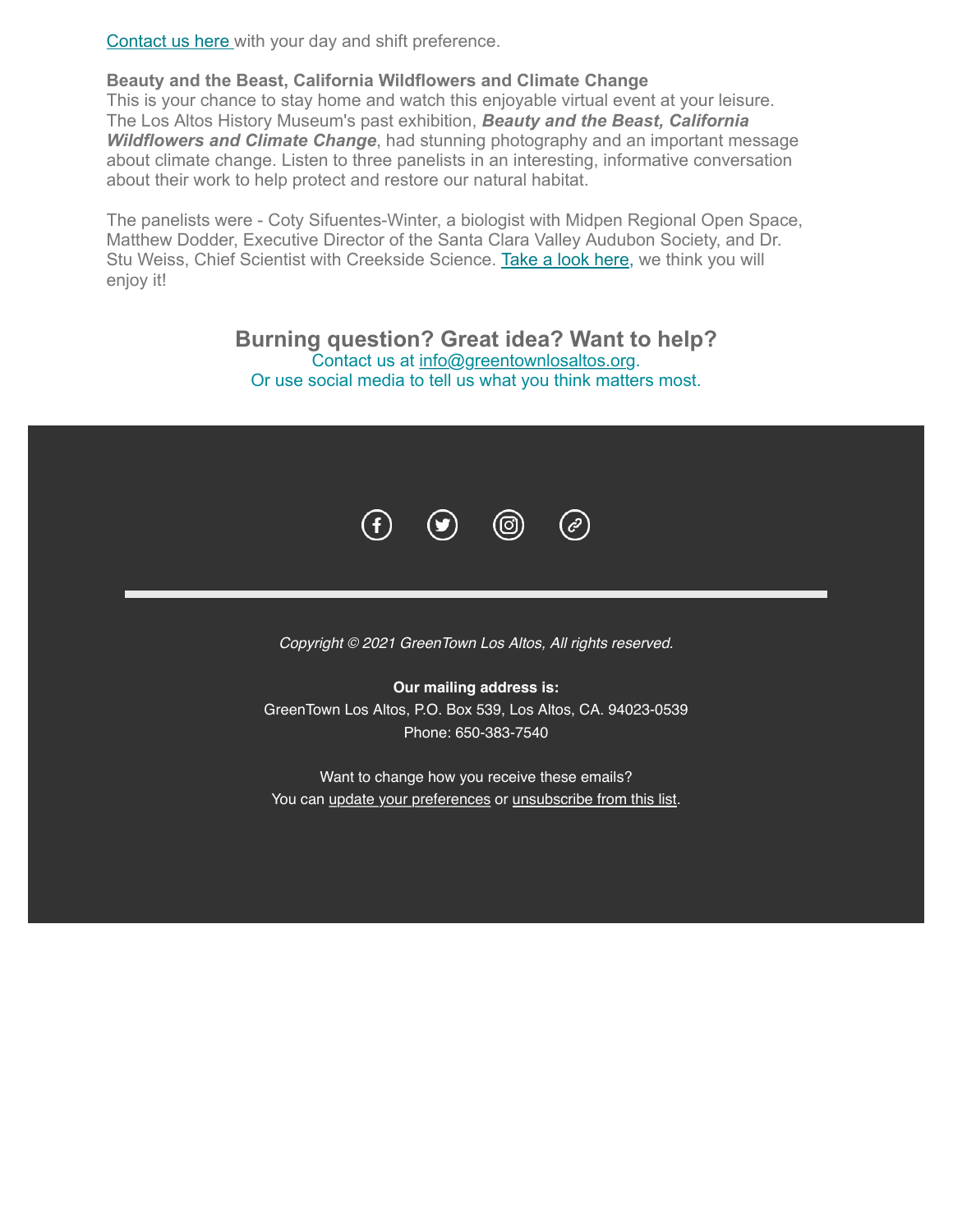Contact us here with your day and shift preference.

**Beauty and the Beast, California Wildflowers and Climate Change**
This is your chance to stay home and watch this enjoyable virtual event at your leisure. The Los Altos History Museum's past exhibition, ***Beauty and the Beast, California Wildflowers and Climate Change***, had stunning photography and an important message about climate change. Listen to three panelists in an interesting, informative conversation about their work to help protect and restore our natural habitat.

The panelists were - Coty Sifuentes-Winter, a biologist with Midpen Regional Open Space, Matthew Dodder, Executive Director of the Santa Clara Valley Audubon Society, and Dr. Stu Weiss, Chief Scientist with Creekside Science. Take a look here, we think you will enjoy it!

## Burning question? Great idea? Want to help?

Contact us at info@greentownlosaltos.org.
Or use social media to tell us what you think matters most.

*Copyright © 2021 GreenTown Los Altos, All rights reserved.*

**Our mailing address is:**
GreenTown Los Altos, P.O. Box 539, Los Altos, CA. 94023-0539
Phone: 650-383-7540

Want to change how you receive these emails?
You can update your preferences or unsubscribe from this list.